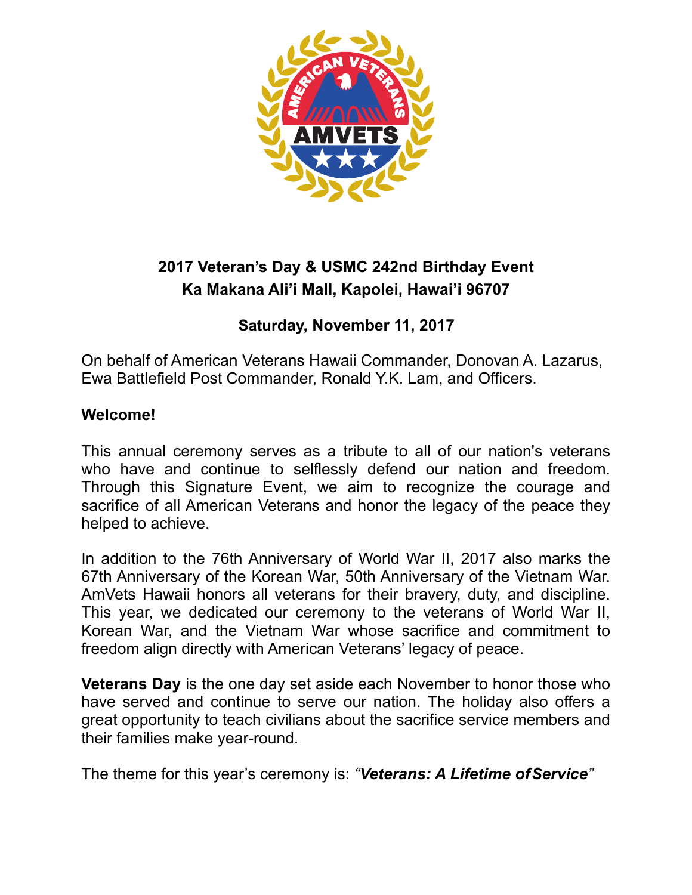## 2017 Veteran's Day & USMC 242nd Birthday Event
## Ka Makana Ali'i Mall, Kapolei, Hawai'i 96707

### Saturday, November 11, 2017

On behalf of American Veterans Hawaii Commander, Donovan A. Lazarus, Ewa Battlefield Post Commander, Ronald Y.K. Lam, and Officers.

**Welcome!**

This annual ceremony serves as a tribute to all of our nation's veterans who have and continue to selflessly defend our nation and freedom. Through this Signature Event, we aim to recognize the courage and sacrifice of all American Veterans and honor the legacy of the peace they helped to achieve.

In addition to the 76th Anniversary of World War II, 2017 also marks the 67th Anniversary of the Korean War, 50th Anniversary of the Vietnam War. AmVets Hawaii honors all veterans for their bravery, duty, and discipline. This year, we dedicated our ceremony to the veterans of World War II, Korean War, and the Vietnam War whose sacrifice and commitment to freedom align directly with American Veterans' legacy of peace.

**Veterans Day** is the one day set aside each November to honor those who have served and continue to serve our nation. The holiday also offers a great opportunity to teach civilians about the sacrifice service members and their families make year-round.

The theme for this year's ceremony is: *"**Veterans: A Lifetime of Service**"*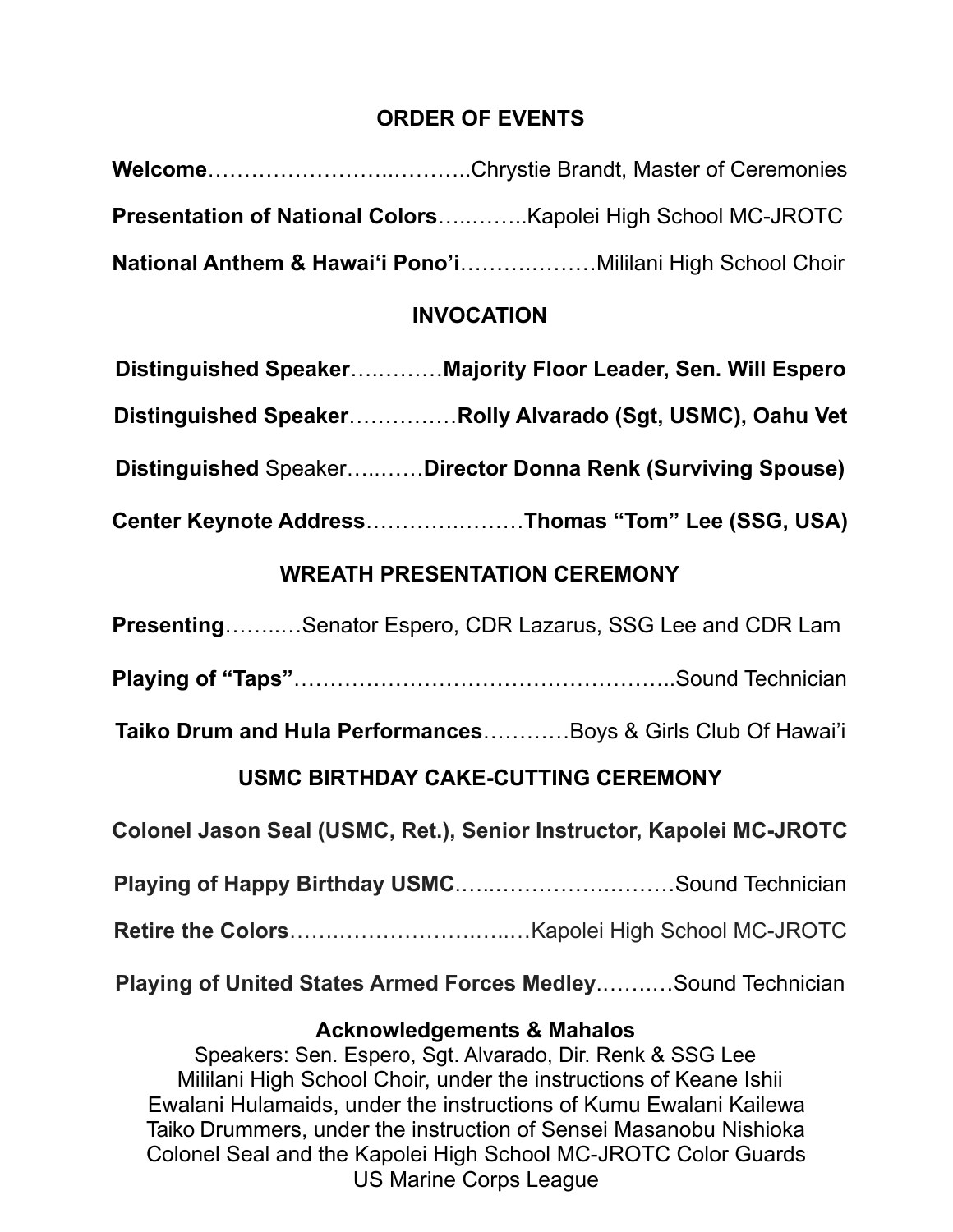## ORDER OF EVENTS

**Welcome**…………………...………..Chrystie Brandt, Master of Ceremonies

**Presentation of National Colors**…..……..Kapolei High School MC-JROTC

**National Anthem & Hawaiʻi Pono'i**……….………Mililani High School Choir

## INVOCATION

**Distinguished Speaker**….………**Majority Floor Leader, Sen. Will Espero**

**Distinguished Speaker**……………**Rolly Alvarado (Sgt, USMC), Oahu Vet**

**Distinguished** Speaker…..……**Director Donna Renk (Surviving Spouse)**

**Center Keynote Address**…………..………**Thomas "Tom" Lee (SSG, USA)**

## WREATH PRESENTATION CEREMONY

**Presenting**……..…Senator Espero, CDR Lazarus, SSG Lee and CDR Lam

**Playing of "Taps"**……………………………………………..Sound Technician

**Taiko Drum and Hula Performances**…………Boys & Girls Club Of Hawai'i

## USMC BIRTHDAY CAKE-CUTTING CEREMONY

**Colonel Jason Seal (USMC, Ret.), Senior Instructor, Kapolei MC-JROTC**

**Playing of Happy Birthday USMC**…...……………….……Sound Technician

**Retire the Colors**…….…………………..…Kapolei High School MC-JROTC

**Playing of United States Armed Forces Medley**.……..…Sound Technician

**Acknowledgements & Mahalos**

Speakers: Sen. Espero, Sgt. Alvarado, Dir. Renk & SSG Lee
Mililani High School Choir, under the instructions of Keane Ishii
Ewalani Hulamaids, under the instructions of Kumu Ewalani Kailewa
Taiko Drummers, under the instruction of Sensei Masanobu Nishioka
Colonel Seal and the Kapolei High School MC-JROTC Color Guards
US Marine Corps League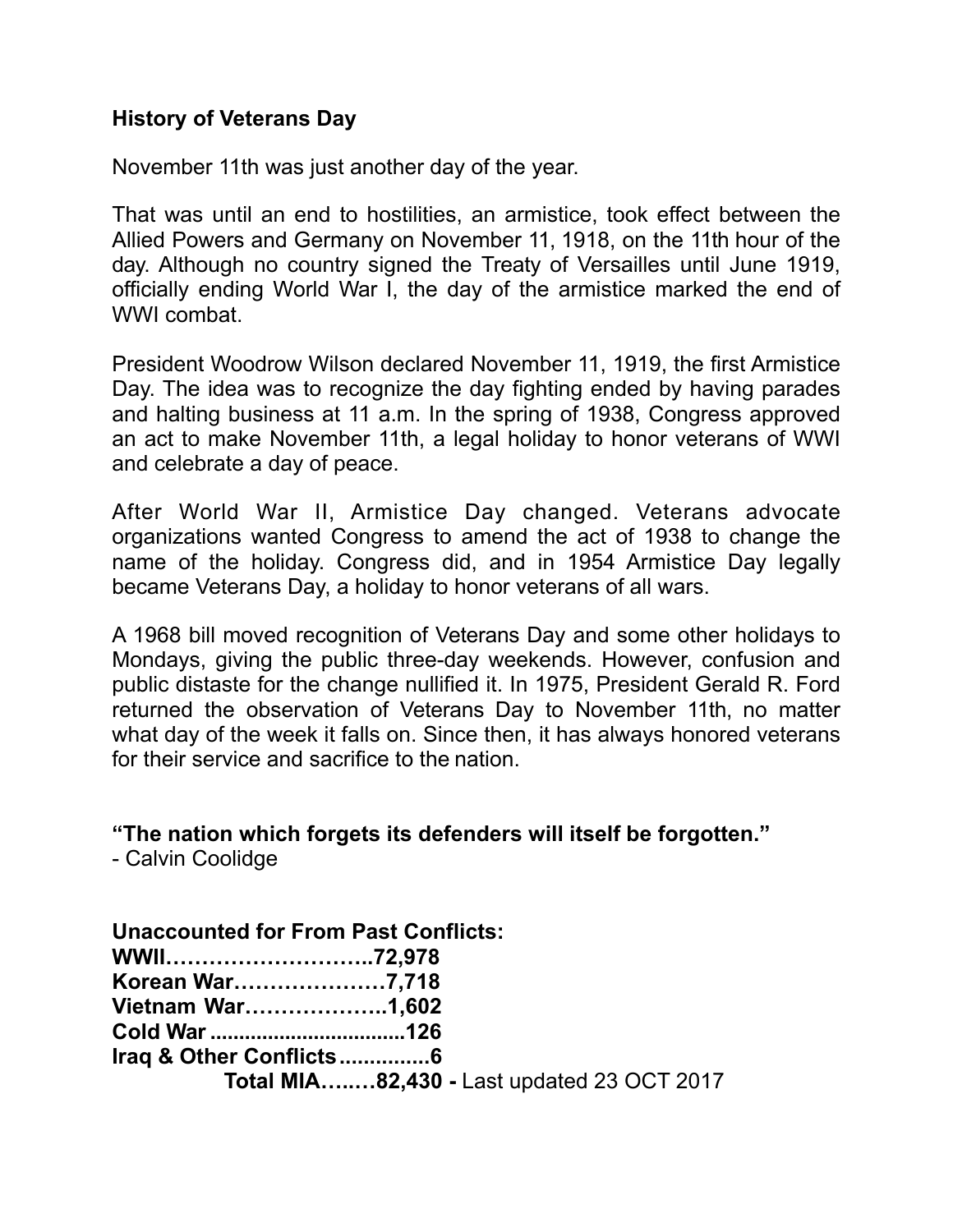**History of Veterans Day**

November 11th was just another day of the year.

That was until an end to hostilities, an armistice, took effect between the Allied Powers and Germany on November 11, 1918, on the 11th hour of the day. Although no country signed the Treaty of Versailles until June 1919, officially ending World War I, the day of the armistice marked the end of WWI combat.

President Woodrow Wilson declared November 11, 1919, the first Armistice Day. The idea was to recognize the day fighting ended by having parades and halting business at 11 a.m. In the spring of 1938, Congress approved an act to make November 11th, a legal holiday to honor veterans of WWI and celebrate a day of peace.

After World War II, Armistice Day changed. Veterans advocate organizations wanted Congress to amend the act of 1938 to change the name of the holiday. Congress did, and in 1954 Armistice Day legally became Veterans Day, a holiday to honor veterans of all wars.

A 1968 bill moved recognition of Veterans Day and some other holidays to Mondays, giving the public three-day weekends. However, confusion and public distaste for the change nullified it. In 1975, President Gerald R. Ford returned the observation of Veterans Day to November 11th, no matter what day of the week it falls on. Since then, it has always honored veterans for their service and sacrifice to the nation.

**"The nation which forgets its defenders will itself be forgotten."**
- Calvin Coolidge

**Unaccounted for From Past Conflicts:**
**WWII……………………….72,978**
**Korean War…………………7,718**
**Vietnam War………………..1,602**
**Cold War ...............................126**
**Iraq & Other Conflicts...............6**
**Total MIA….…82,430 -** Last updated 23 OCT 2017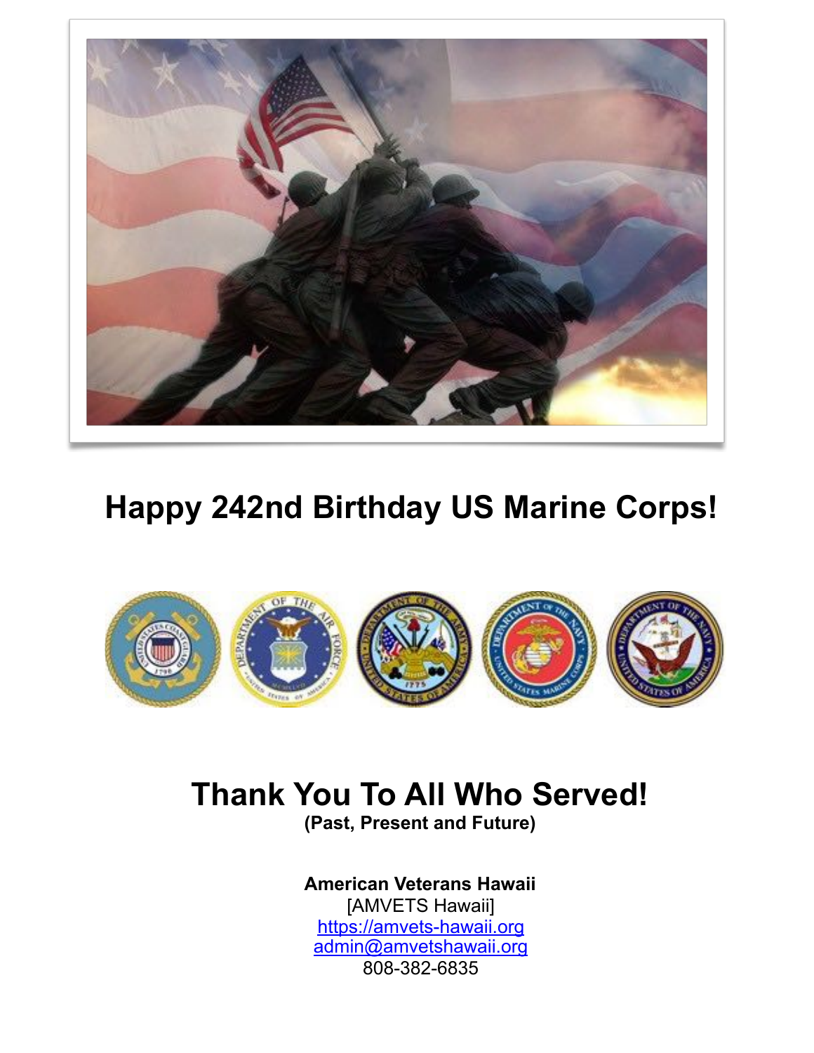# Happy 242nd Birthday US Marine Corps!

# Thank You To All Who Served!

**(Past, Present and Future)**

**American Veterans Hawaii**
[AMVETS Hawaii]
https://amvets-hawaii.org
admin@amvetshawaii.org
808-382-6835